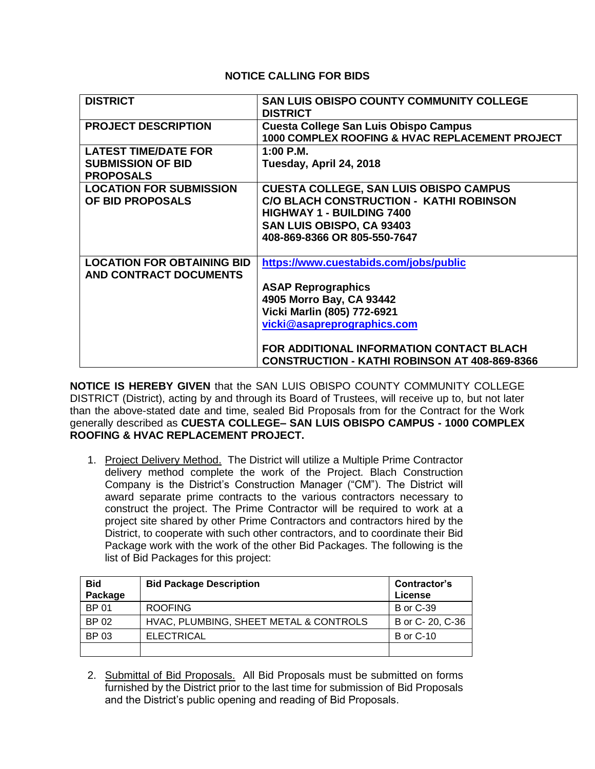# NOTICE CALLING FOR BIDS

| **DISTRICT** | **SAN LUIS OBISPO COUNTY COMMUNITY COLLEGE DISTRICT** |
|---|---|
| **PROJECT DESCRIPTION** | **Cuesta College San Luis Obispo Campus**<br>**1000 COMPLEX ROOFING & HVAC REPLACEMENT PROJECT** |
| **LATEST TIME/DATE FOR SUBMISSION OF BID PROPOSALS** | **1:00 P.M.**<br>**Tuesday, April 24, 2018** |
| **LOCATION FOR SUBMISSION OF BID PROPOSALS** | **CUESTA COLLEGE, SAN LUIS OBISPO CAMPUS**<br>**C/O BLACH CONSTRUCTION - KATHI ROBINSON**<br>**HIGHWAY 1 - BUILDING 7400**<br>**SAN LUIS OBISPO, CA 93403**<br>**408-869-8366 OR 805-550-7647** |
| **LOCATION FOR OBTAINING BID AND CONTRACT DOCUMENTS** | **https://www.cuestabids.com/jobs/public**<br><br>**ASAP Reprographics**<br>**4905 Morro Bay, CA 93442**<br>**Vicki Marlin (805) 772-6921**<br>**vicki@asapreprographics.com**<br><br>**FOR ADDITIONAL INFORMATION CONTACT BLACH CONSTRUCTION - KATHI ROBINSON AT 408-869-8366** |

**NOTICE IS HEREBY GIVEN** that the SAN LUIS OBISPO COUNTY COMMUNITY COLLEGE DISTRICT (District), acting by and through its Board of Trustees, will receive up to, but not later than the above-stated date and time, sealed Bid Proposals from for the Contract for the Work generally described as **CUESTA COLLEGE– SAN LUIS OBISPO CAMPUS - 1000 COMPLEX ROOFING & HVAC REPLACEMENT PROJECT.**

1. Project Delivery Method. The District will utilize a Multiple Prime Contractor delivery method complete the work of the Project. Blach Construction Company is the District's Construction Manager ("CM"). The District will award separate prime contracts to the various contractors necessary to construct the project. The Prime Contractor will be required to work at a project site shared by other Prime Contractors and contractors hired by the District, to cooperate with such other contractors, and to coordinate their Bid Package work with the work of the other Bid Packages. The following is the list of Bid Packages for this project:

| Bid Package | Bid Package Description | Contractor's License |
|---|---|---|
| BP 01 | ROOFING | B or C-39 |
| BP 02 | HVAC, PLUMBING, SHEET METAL & CONTROLS | B or C- 20, C-36 |
| BP 03 | ELECTRICAL | B or C-10 |
| | | |

2. Submittal of Bid Proposals. All Bid Proposals must be submitted on forms furnished by the District prior to the last time for submission of Bid Proposals and the District's public opening and reading of Bid Proposals.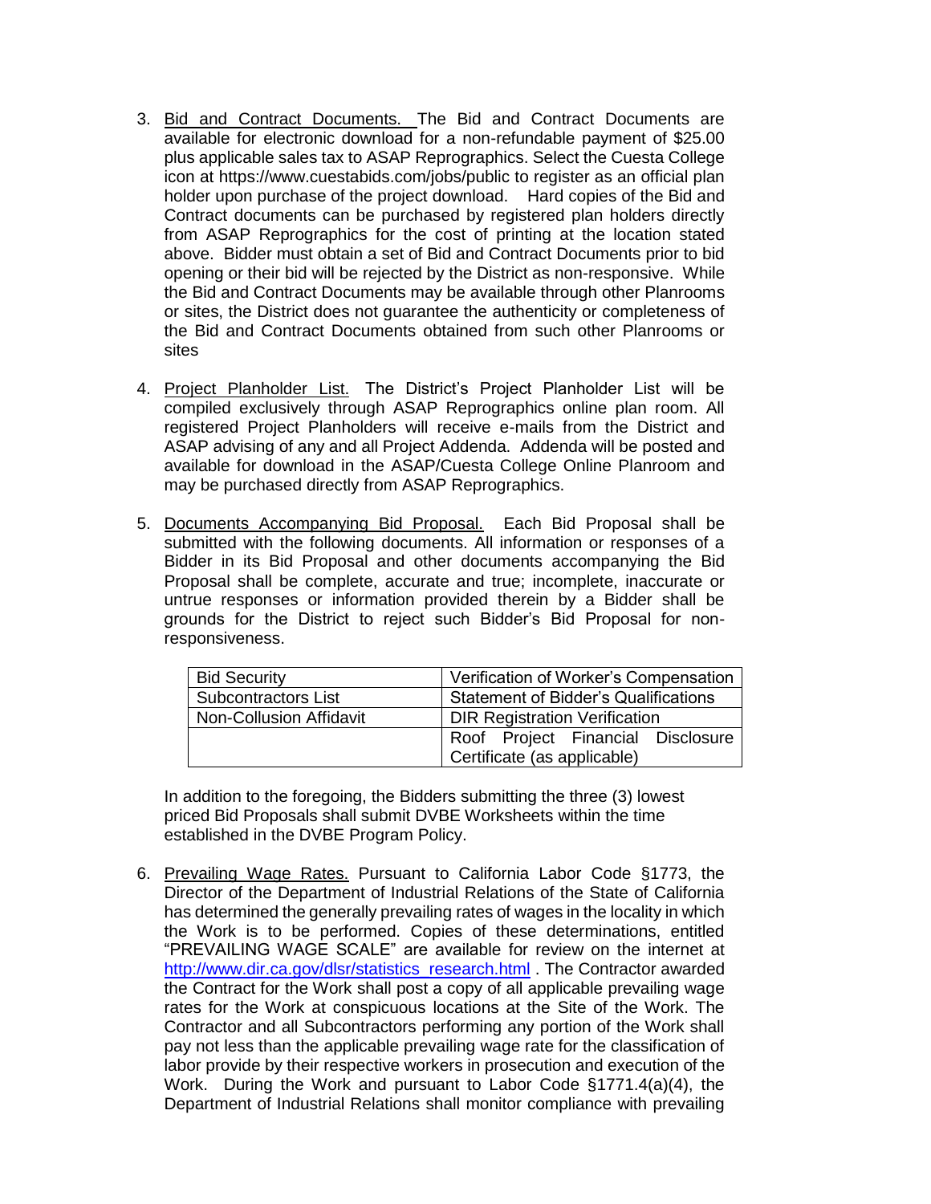3. Bid and Contract Documents. The Bid and Contract Documents are available for electronic download for a non-refundable payment of $25.00 plus applicable sales tax to ASAP Reprographics. Select the Cuesta College icon at https://www.cuestabids.com/jobs/public to register as an official plan holder upon purchase of the project download. Hard copies of the Bid and Contract documents can be purchased by registered plan holders directly from ASAP Reprographics for the cost of printing at the location stated above. Bidder must obtain a set of Bid and Contract Documents prior to bid opening or their bid will be rejected by the District as non-responsive. While the Bid and Contract Documents may be available through other Planrooms or sites, the District does not guarantee the authenticity or completeness of the Bid and Contract Documents obtained from such other Planrooms or sites

4. Project Planholder List. The District's Project Planholder List will be compiled exclusively through ASAP Reprographics online plan room. All registered Project Planholders will receive e-mails from the District and ASAP advising of any and all Project Addenda. Addenda will be posted and available for download in the ASAP/Cuesta College Online Planroom and may be purchased directly from ASAP Reprographics.

5. Documents Accompanying Bid Proposal. Each Bid Proposal shall be submitted with the following documents. All information or responses of a Bidder in its Bid Proposal and other documents accompanying the Bid Proposal shall be complete, accurate and true; incomplete, inaccurate or untrue responses or information provided therein by a Bidder shall be grounds for the District to reject such Bidder's Bid Proposal for non-responsiveness.

| Bid Security | Verification of Worker's Compensation |
|---|---|
| Subcontractors List | Statement of Bidder's Qualifications |
| Non-Collusion Affidavit | DIR Registration Verification |
| | Roof Project Financial Disclosure Certificate (as applicable) |

   In addition to the foregoing, the Bidders submitting the three (3) lowest priced Bid Proposals shall submit DVBE Worksheets within the time established in the DVBE Program Policy.

6. Prevailing Wage Rates. Pursuant to California Labor Code §1773, the Director of the Department of Industrial Relations of the State of California has determined the generally prevailing rates of wages in the locality in which the Work is to be performed. Copies of these determinations, entitled "PREVAILING WAGE SCALE" are available for review on the internet at http://www.dir.ca.gov/dlsr/statistics_research.html . The Contractor awarded the Contract for the Work shall post a copy of all applicable prevailing wage rates for the Work at conspicuous locations at the Site of the Work. The Contractor and all Subcontractors performing any portion of the Work shall pay not less than the applicable prevailing wage rate for the classification of labor provide by their respective workers in prosecution and execution of the Work. During the Work and pursuant to Labor Code §1771.4(a)(4), the Department of Industrial Relations shall monitor compliance with prevailing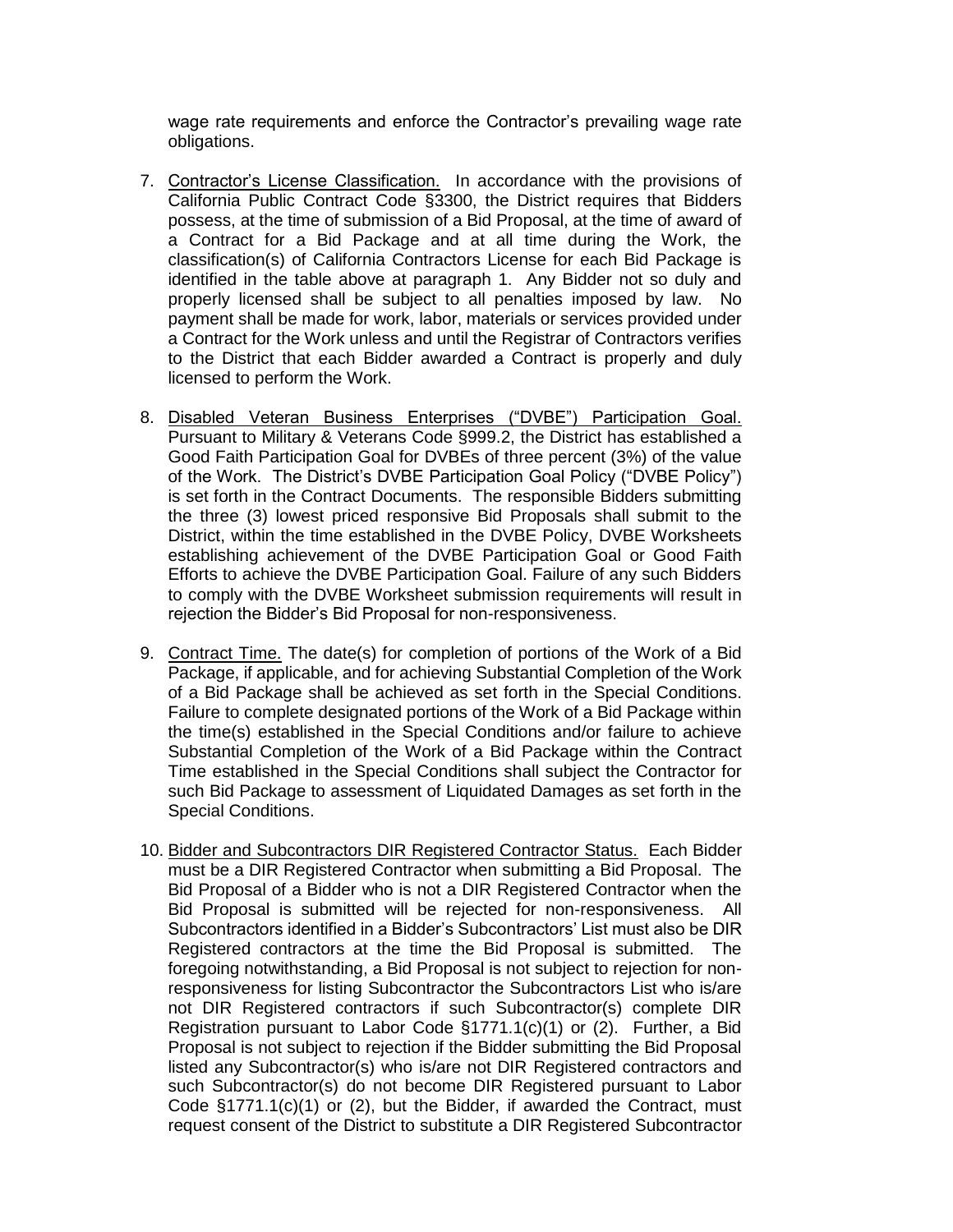wage rate requirements and enforce the Contractor's prevailing wage rate obligations.

7. Contractor's License Classification. In accordance with the provisions of California Public Contract Code §3300, the District requires that Bidders possess, at the time of submission of a Bid Proposal, at the time of award of a Contract for a Bid Package and at all time during the Work, the classification(s) of California Contractors License for each Bid Package is identified in the table above at paragraph 1. Any Bidder not so duly and properly licensed shall be subject to all penalties imposed by law. No payment shall be made for work, labor, materials or services provided under a Contract for the Work unless and until the Registrar of Contractors verifies to the District that each Bidder awarded a Contract is properly and duly licensed to perform the Work.

8. Disabled Veteran Business Enterprises ("DVBE") Participation Goal. Pursuant to Military & Veterans Code §999.2, the District has established a Good Faith Participation Goal for DVBEs of three percent (3%) of the value of the Work. The District's DVBE Participation Goal Policy ("DVBE Policy") is set forth in the Contract Documents. The responsible Bidders submitting the three (3) lowest priced responsive Bid Proposals shall submit to the District, within the time established in the DVBE Policy, DVBE Worksheets establishing achievement of the DVBE Participation Goal or Good Faith Efforts to achieve the DVBE Participation Goal. Failure of any such Bidders to comply with the DVBE Worksheet submission requirements will result in rejection the Bidder's Bid Proposal for non-responsiveness.

9. Contract Time. The date(s) for completion of portions of the Work of a Bid Package, if applicable, and for achieving Substantial Completion of the Work of a Bid Package shall be achieved as set forth in the Special Conditions. Failure to complete designated portions of the Work of a Bid Package within the time(s) established in the Special Conditions and/or failure to achieve Substantial Completion of the Work of a Bid Package within the Contract Time established in the Special Conditions shall subject the Contractor for such Bid Package to assessment of Liquidated Damages as set forth in the Special Conditions.

10. Bidder and Subcontractors DIR Registered Contractor Status. Each Bidder must be a DIR Registered Contractor when submitting a Bid Proposal. The Bid Proposal of a Bidder who is not a DIR Registered Contractor when the Bid Proposal is submitted will be rejected for non-responsiveness. All Subcontractors identified in a Bidder's Subcontractors' List must also be DIR Registered contractors at the time the Bid Proposal is submitted. The foregoing notwithstanding, a Bid Proposal is not subject to rejection for non-responsiveness for listing Subcontractor the Subcontractors List who is/are not DIR Registered contractors if such Subcontractor(s) complete DIR Registration pursuant to Labor Code §1771.1(c)(1) or (2). Further, a Bid Proposal is not subject to rejection if the Bidder submitting the Bid Proposal listed any Subcontractor(s) who is/are not DIR Registered contractors and such Subcontractor(s) do not become DIR Registered pursuant to Labor Code §1771.1(c)(1) or (2), but the Bidder, if awarded the Contract, must request consent of the District to substitute a DIR Registered Subcontractor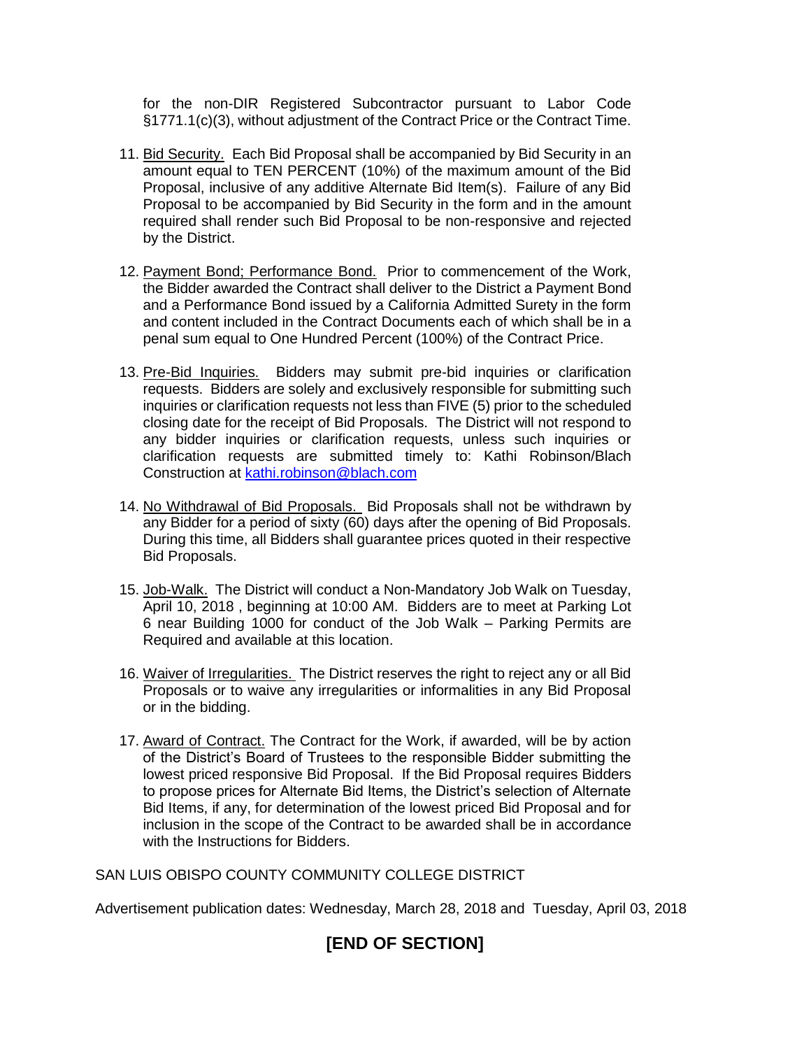for the non-DIR Registered Subcontractor pursuant to Labor Code §1771.1(c)(3), without adjustment of the Contract Price or the Contract Time.

11. Bid Security. Each Bid Proposal shall be accompanied by Bid Security in an amount equal to TEN PERCENT (10%) of the maximum amount of the Bid Proposal, inclusive of any additive Alternate Bid Item(s). Failure of any Bid Proposal to be accompanied by Bid Security in the form and in the amount required shall render such Bid Proposal to be non-responsive and rejected by the District.

12. Payment Bond; Performance Bond. Prior to commencement of the Work, the Bidder awarded the Contract shall deliver to the District a Payment Bond and a Performance Bond issued by a California Admitted Surety in the form and content included in the Contract Documents each of which shall be in a penal sum equal to One Hundred Percent (100%) of the Contract Price.

13. Pre-Bid Inquiries. Bidders may submit pre-bid inquiries or clarification requests. Bidders are solely and exclusively responsible for submitting such inquiries or clarification requests not less than FIVE (5) prior to the scheduled closing date for the receipt of Bid Proposals. The District will not respond to any bidder inquiries or clarification requests, unless such inquiries or clarification requests are submitted timely to: Kathi Robinson/Blach Construction at kathi.robinson@blach.com

14. No Withdrawal of Bid Proposals. Bid Proposals shall not be withdrawn by any Bidder for a period of sixty (60) days after the opening of Bid Proposals. During this time, all Bidders shall guarantee prices quoted in their respective Bid Proposals.

15. Job-Walk. The District will conduct a Non-Mandatory Job Walk on Tuesday, April 10, 2018 , beginning at 10:00 AM. Bidders are to meet at Parking Lot 6 near Building 1000 for conduct of the Job Walk – Parking Permits are Required and available at this location.

16. Waiver of Irregularities. The District reserves the right to reject any or all Bid Proposals or to waive any irregularities or informalities in any Bid Proposal or in the bidding.

17. Award of Contract. The Contract for the Work, if awarded, will be by action of the District's Board of Trustees to the responsible Bidder submitting the lowest priced responsive Bid Proposal. If the Bid Proposal requires Bidders to propose prices for Alternate Bid Items, the District's selection of Alternate Bid Items, if any, for determination of the lowest priced Bid Proposal and for inclusion in the scope of the Contract to be awarded shall be in accordance with the Instructions for Bidders.

SAN LUIS OBISPO COUNTY COMMUNITY COLLEGE DISTRICT

Advertisement publication dates: Wednesday, March 28, 2018 and Tuesday, April 03, 2018

**[END OF SECTION]**